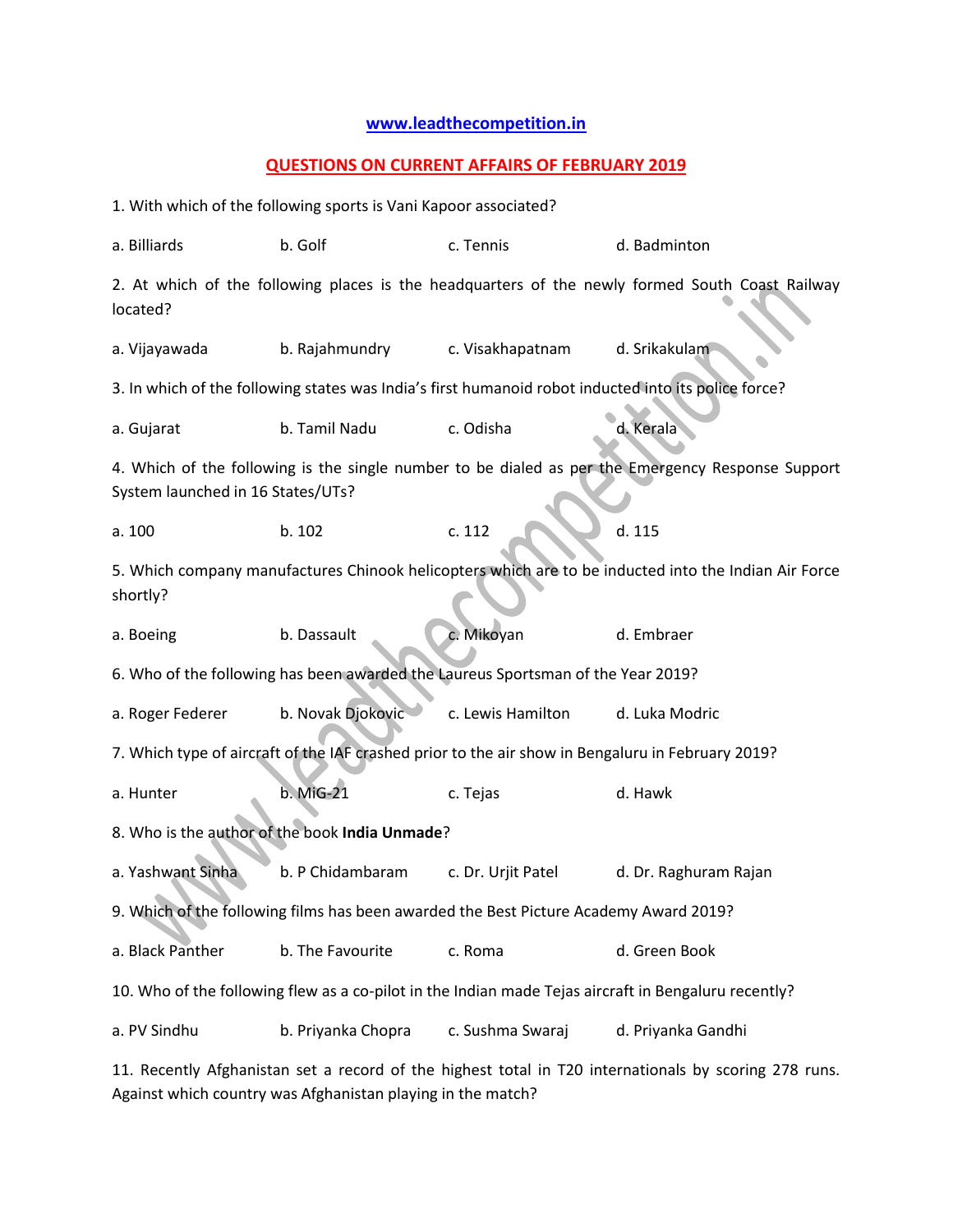**www.leadthecompetition.in**

## QUESTIONS ON CURRENT AFFAIRS OF FEBRUARY 2019

1. With which of the following sports is Vani Kapoor associated?

a. Billiards b. Golf c. Tennis d. Badminton

2. At which of the following places is the headquarters of the newly formed South Coast Railway located?

a. Vijayawada b. Rajahmundry c. Visakhapatnam d. Srikakulam

3. In which of the following states was India's first humanoid robot inducted into its police force?

a. Gujarat b. Tamil Nadu c. Odisha d. Kerala

4. Which of the following is the single number to be dialed as per the Emergency Response Support System launched in 16 States/UTs?

a. 100 b. 102 c. 112 d. 115

5. Which company manufactures Chinook helicopters which are to be inducted into the Indian Air Force shortly?

a. Boeing b. Dassault c. Mikoyan d. Embraer

6. Who of the following has been awarded the Laureus Sportsman of the Year 2019?

a. Roger Federer b. Novak Djokovic c. Lewis Hamilton d. Luka Modric

7. Which type of aircraft of the IAF crashed prior to the air show in Bengaluru in February 2019?

a. Hunter b. MiG-21 c. Tejas d. Hawk

8. Who is the author of the book **India Unmade**?

a. Yashwant Sinha b. P Chidambaram c. Dr. Urjit Patel d. Dr. Raghuram Rajan

9. Which of the following films has been awarded the Best Picture Academy Award 2019?

a. Black Panther b. The Favourite c. Roma d. Green Book

10. Who of the following flew as a co-pilot in the Indian made Tejas aircraft in Bengaluru recently?

a. PV Sindhu b. Priyanka Chopra c. Sushma Swaraj d. Priyanka Gandhi

11. Recently Afghanistan set a record of the highest total in T20 internationals by scoring 278 runs. Against which country was Afghanistan playing in the match?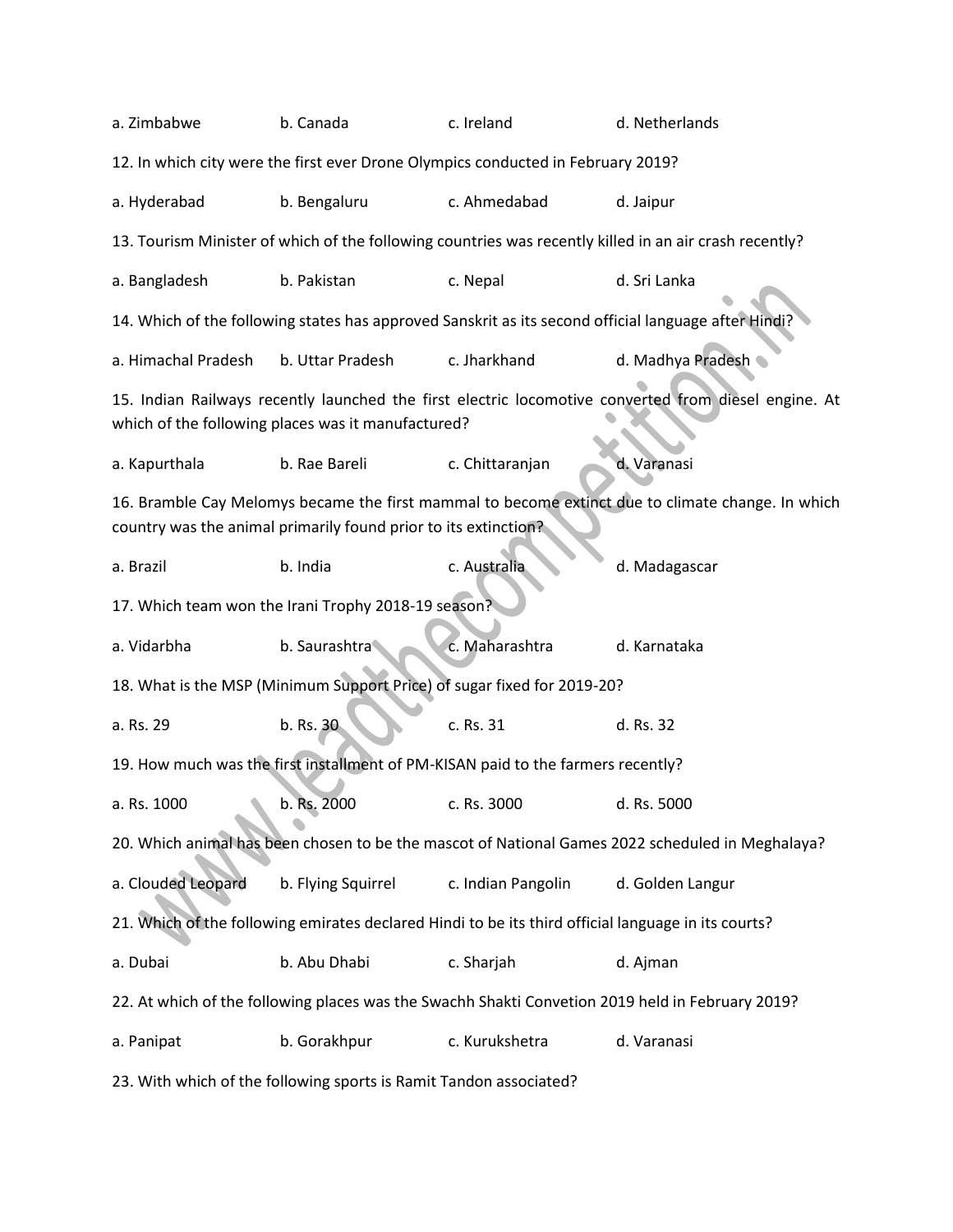a. Zimbabwe b. Canada c. Ireland d. Netherlands

12. In which city were the first ever Drone Olympics conducted in February 2019?

a. Hyderabad b. Bengaluru c. Ahmedabad d. Jaipur

13. Tourism Minister of which of the following countries was recently killed in an air crash recently?

a. Bangladesh b. Pakistan c. Nepal d. Sri Lanka

14. Which of the following states has approved Sanskrit as its second official language after Hindi?

a. Himachal Pradesh b. Uttar Pradesh c. Jharkhand d. Madhya Pradesh

15. Indian Railways recently launched the first electric locomotive converted from diesel engine. At which of the following places was it manufactured?

a. Kapurthala b. Rae Bareli c. Chittaranjan d. Varanasi

16. Bramble Cay Melomys became the first mammal to become extinct due to climate change. In which country was the animal primarily found prior to its extinction?

a. Brazil b. India c. Australia d. Madagascar

17. Which team won the Irani Trophy 2018-19 season?

a. Vidarbha b. Saurashtra c. Maharashtra d. Karnataka

18. What is the MSP (Minimum Support Price) of sugar fixed for 2019-20?

a. Rs. 29 b. Rs. 30 c. Rs. 31 d. Rs. 32

19. How much was the first installment of PM-KISAN paid to the farmers recently?

a. Rs. 1000 b. Rs. 2000 c. Rs. 3000 d. Rs. 5000

20. Which animal has been chosen to be the mascot of National Games 2022 scheduled in Meghalaya?

a. Clouded Leopard b. Flying Squirrel c. Indian Pangolin d. Golden Langur

21. Which of the following emirates declared Hindi to be its third official language in its courts?

a. Dubai b. Abu Dhabi c. Sharjah d. Ajman

22. At which of the following places was the Swachh Shakti Convetion 2019 held in February 2019?

a. Panipat b. Gorakhpur c. Kurukshetra d. Varanasi

23. With which of the following sports is Ramit Tandon associated?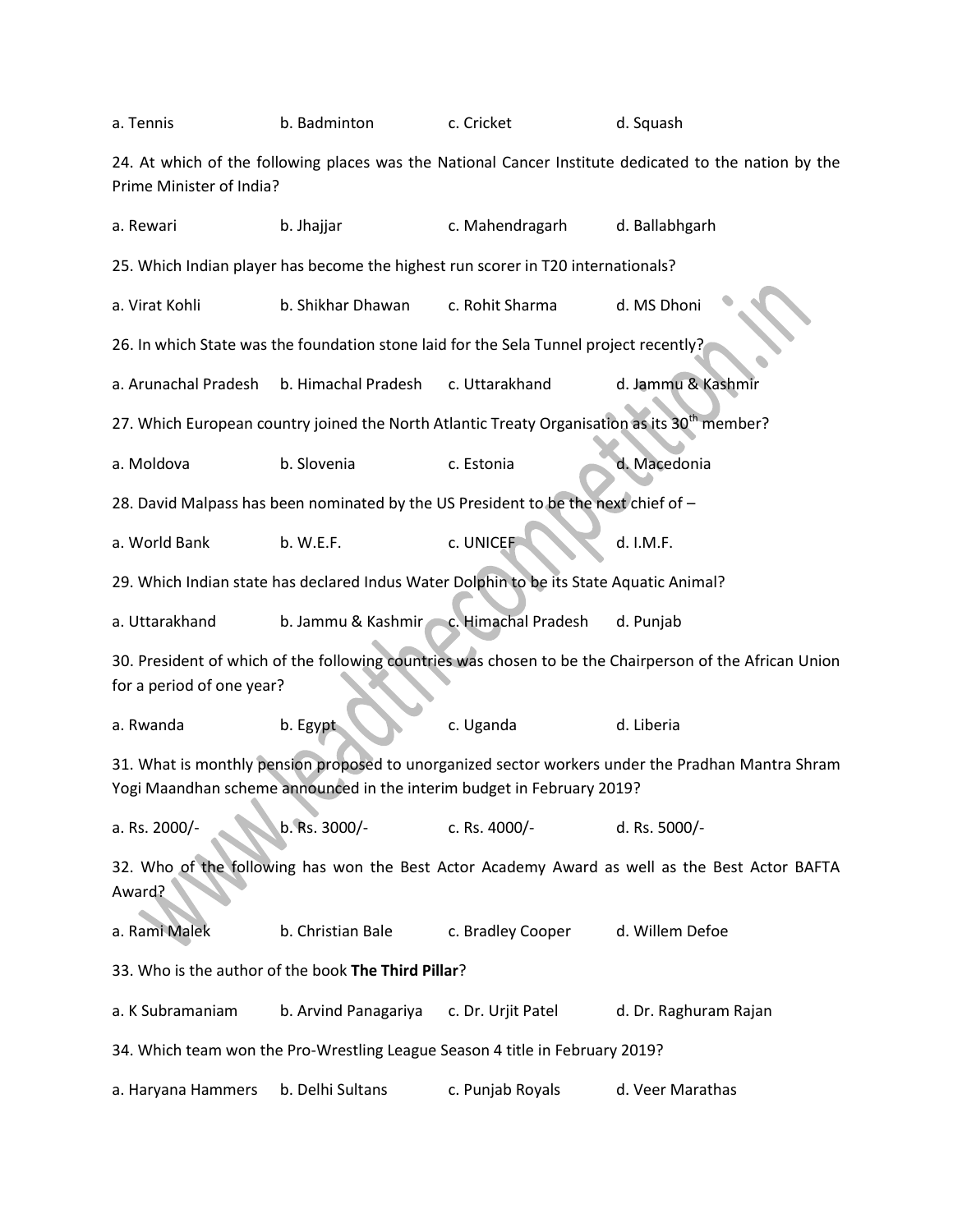a. Tennis b. Badminton c. Cricket d. Squash

24. At which of the following places was the National Cancer Institute dedicated to the nation by the Prime Minister of India?

a. Rewari b. Jhajjar c. Mahendragarh d. Ballabhgarh

25. Which Indian player has become the highest run scorer in T20 internationals?

a. Virat Kohli b. Shikhar Dhawan c. Rohit Sharma d. MS Dhoni

26. In which State was the foundation stone laid for the Sela Tunnel project recently?

a. Arunachal Pradesh b. Himachal Pradesh c. Uttarakhand d. Jammu & Kashmir

27. Which European country joined the North Atlantic Treaty Organisation as its 30th member?

a. Moldova b. Slovenia c. Estonia d. Macedonia

28. David Malpass has been nominated by the US President to be the next chief of –

a. World Bank b. W.E.F. c. UNICEF d. I.M.F.

29. Which Indian state has declared Indus Water Dolphin to be its State Aquatic Animal?

a. Uttarakhand b. Jammu & Kashmir c. Himachal Pradesh d. Punjab

30. President of which of the following countries was chosen to be the Chairperson of the African Union for a period of one year?

a. Rwanda b. Egypt c. Uganda d. Liberia

31. What is monthly pension proposed to unorganized sector workers under the Pradhan Mantra Shram Yogi Maandhan scheme announced in the interim budget in February 2019?

a. Rs. 2000/- b. Rs. 3000/- c. Rs. 4000/- d. Rs. 5000/-

32. Who of the following has won the Best Actor Academy Award as well as the Best Actor BAFTA Award?

a. Rami Malek b. Christian Bale c. Bradley Cooper d. Willem Defoe

33. Who is the author of the book **The Third Pillar**?

a. K Subramaniam b. Arvind Panagariya c. Dr. Urjit Patel d. Dr. Raghuram Rajan

34. Which team won the Pro-Wrestling League Season 4 title in February 2019?

a. Haryana Hammers b. Delhi Sultans c. Punjab Royals d. Veer Marathas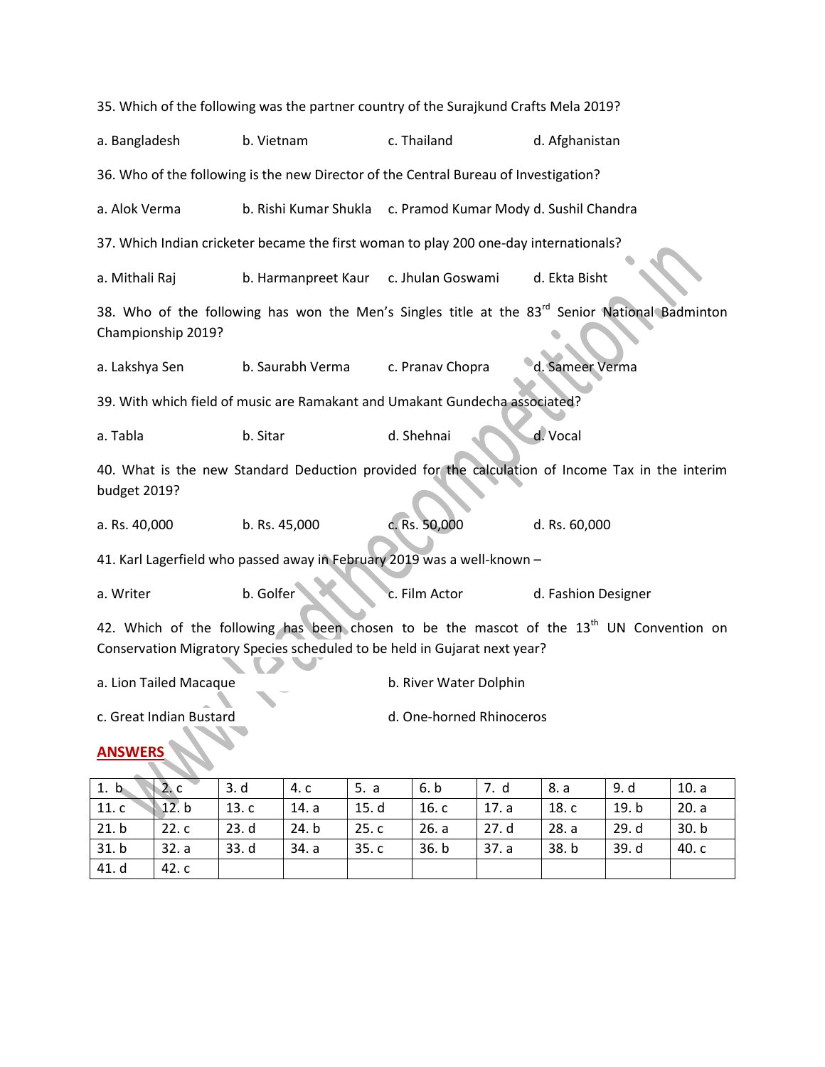35. Which of the following was the partner country of the Surajkund Crafts Mela 2019?

a. Bangladesh b. Vietnam c. Thailand d. Afghanistan

36. Who of the following is the new Director of the Central Bureau of Investigation?

a. Alok Verma b. Rishi Kumar Shukla c. Pramod Kumar Mody d. Sushil Chandra

37. Which Indian cricketer became the first woman to play 200 one-day internationals?

a. Mithali Raj b. Harmanpreet Kaur c. Jhulan Goswami d. Ekta Bisht

38. Who of the following has won the Men's Singles title at the 83rd Senior National Badminton Championship 2019?

a. Lakshya Sen b. Saurabh Verma c. Pranav Chopra d. Sameer Verma

39. With which field of music are Ramakant and Umakant Gundecha associated?

a. Tabla b. Sitar d. Shehnai d. Vocal

40. What is the new Standard Deduction provided for the calculation of Income Tax in the interim budget 2019?

a. Rs. 40,000 b. Rs. 45,000 c. Rs. 50,000 d. Rs. 60,000

41. Karl Lagerfield who passed away in February 2019 was a well-known –

a. Writer b. Golfer c. Film Actor d. Fashion Designer

42. Which of the following has been chosen to be the mascot of the 13th UN Convention on Conservation Migratory Species scheduled to be held in Gujarat next year?

a. Lion Tailed Macaque b. River Water Dolphin

c. Great Indian Bustard d. One-horned Rhinoceros

## ANSWERS

| | | | | | | | | | |
|---|---|---|---|---|---|---|---|---|---|
| 1. b | 2. c | 3. d | 4. c | 5. a | 6. b | 7. d | 8. a | 9. d | 10. a |
| 11. c | 12. b | 13. c | 14. a | 15. d | 16. c | 17. a | 18. c | 19. b | 20. a |
| 21. b | 22. c | 23. d | 24. b | 25. c | 26. a | 27. d | 28. a | 29. d | 30. b |
| 31. b | 32. a | 33. d | 34. a | 35. c | 36. b | 37. a | 38. b | 39. d | 40. c |
| 41. d | 42. c | | | | | | | | |